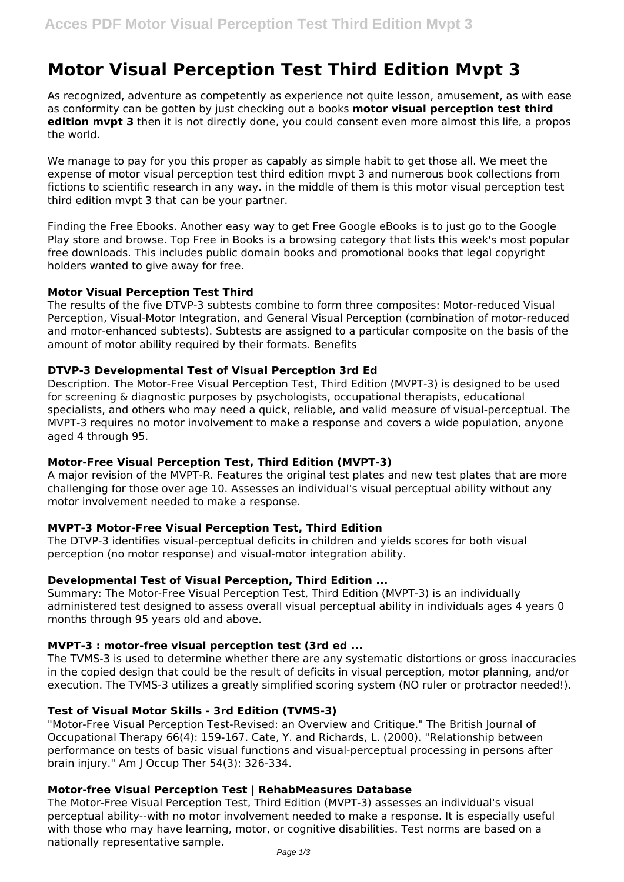# Motor Visual Perception Test Third Edition Mvpt 3

As recognized, adventure as competently as experience not quite lesson, amusement, as with ease as conformity can be gotten by just checking out a books **motor visual perception test third edition mvpt 3** then it is not directly done, you could consent even more almost this life, a propos the world.

We manage to pay for you this proper as capably as simple habit to get those all. We meet the expense of motor visual perception test third edition mvpt 3 and numerous book collections from fictions to scientific research in any way. in the middle of them is this motor visual perception test third edition mvpt 3 that can be your partner.

Finding the Free Ebooks. Another easy way to get Free Google eBooks is to just go to the Google Play store and browse. Top Free in Books is a browsing category that lists this week's most popular free downloads. This includes public domain books and promotional books that legal copyright holders wanted to give away for free.

### Motor Visual Perception Test Third

The results of the five DTVP-3 subtests combine to form three composites: Motor-reduced Visual Perception, Visual-Motor Integration, and General Visual Perception (combination of motor-reduced and motor-enhanced subtests). Subtests are assigned to a particular composite on the basis of the amount of motor ability required by their formats. Benefits

### DTVP-3 Developmental Test of Visual Perception 3rd Ed

Description. The Motor-Free Visual Perception Test, Third Edition (MVPT-3) is designed to be used for screening & diagnostic purposes by psychologists, occupational therapists, educational specialists, and others who may need a quick, reliable, and valid measure of visual-perceptual. The MVPT-3 requires no motor involvement to make a response and covers a wide population, anyone aged 4 through 95.

### Motor-Free Visual Perception Test, Third Edition (MVPT-3)

A major revision of the MVPT-R. Features the original test plates and new test plates that are more challenging for those over age 10. Assesses an individual's visual perceptual ability without any motor involvement needed to make a response.

### MVPT-3 Motor-Free Visual Perception Test, Third Edition

The DTVP-3 identifies visual-perceptual deficits in children and yields scores for both visual perception (no motor response) and visual-motor integration ability.

### Developmental Test of Visual Perception, Third Edition ...

Summary: The Motor-Free Visual Perception Test, Third Edition (MVPT-3) is an individually administered test designed to assess overall visual perceptual ability in individuals ages 4 years 0 months through 95 years old and above.

### MVPT-3 : motor-free visual perception test (3rd ed ...

The TVMS-3 is used to determine whether there are any systematic distortions or gross inaccuracies in the copied design that could be the result of deficits in visual perception, motor planning, and/or execution. The TVMS-3 utilizes a greatly simplified scoring system (NO ruler or protractor needed!).

### Test of Visual Motor Skills - 3rd Edition (TVMS-3)

"Motor-Free Visual Perception Test-Revised: an Overview and Critique." The British Journal of Occupational Therapy 66(4): 159-167. Cate, Y. and Richards, L. (2000). "Relationship between performance on tests of basic visual functions and visual-perceptual processing in persons after brain injury." Am J Occup Ther 54(3): 326-334.

### Motor-free Visual Perception Test | RehabMeasures Database

The Motor-Free Visual Perception Test, Third Edition (MVPT-3) assesses an individual's visual perceptual ability--with no motor involvement needed to make a response. It is especially useful with those who may have learning, motor, or cognitive disabilities. Test norms are based on a nationally representative sample.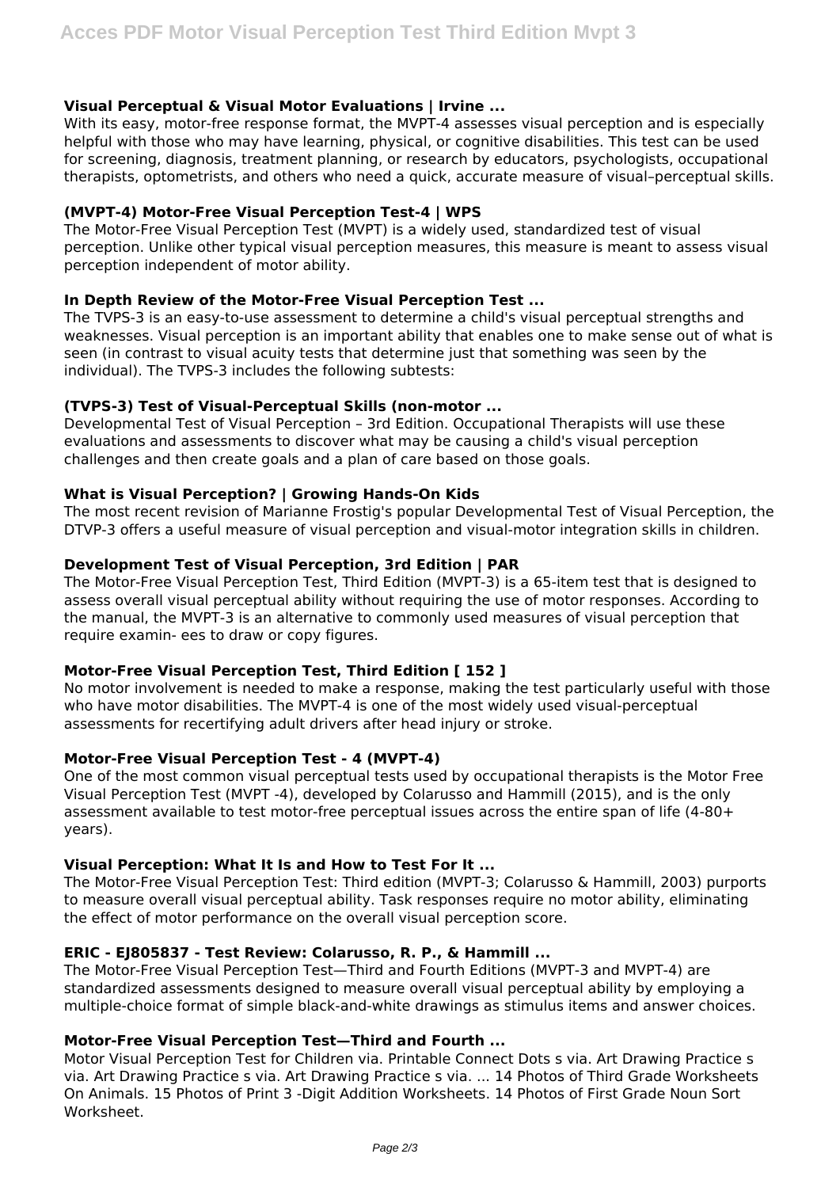### Visual Perceptual & Visual Motor Evaluations | Irvine ...

With its easy, motor-free response format, the MVPT-4 assesses visual perception and is especially helpful with those who may have learning, physical, or cognitive disabilities. This test can be used for screening, diagnosis, treatment planning, or research by educators, psychologists, occupational therapists, optometrists, and others who need a quick, accurate measure of visual–perceptual skills.

### (MVPT-4) Motor-Free Visual Perception Test-4 | WPS

The Motor-Free Visual Perception Test (MVPT) is a widely used, standardized test of visual perception. Unlike other typical visual perception measures, this measure is meant to assess visual perception independent of motor ability.

### In Depth Review of the Motor-Free Visual Perception Test ...

The TVPS-3 is an easy-to-use assessment to determine a child's visual perceptual strengths and weaknesses. Visual perception is an important ability that enables one to make sense out of what is seen (in contrast to visual acuity tests that determine just that something was seen by the individual). The TVPS-3 includes the following subtests:

### (TVPS-3) Test of Visual-Perceptual Skills (non-motor ...

Developmental Test of Visual Perception – 3rd Edition. Occupational Therapists will use these evaluations and assessments to discover what may be causing a child's visual perception challenges and then create goals and a plan of care based on those goals.

### What is Visual Perception? | Growing Hands-On Kids

The most recent revision of Marianne Frostig's popular Developmental Test of Visual Perception, the DTVP-3 offers a useful measure of visual perception and visual-motor integration skills in children.

### Development Test of Visual Perception, 3rd Edition | PAR

The Motor-Free Visual Perception Test, Third Edition (MVPT-3) is a 65-item test that is designed to assess overall visual perceptual ability without requiring the use of motor responses. According to the manual, the MVPT-3 is an alternative to commonly used measures of visual perception that require examin- ees to draw or copy figures.

### Motor-Free Visual Perception Test, Third Edition [ 152 ]

No motor involvement is needed to make a response, making the test particularly useful with those who have motor disabilities. The MVPT-4 is one of the most widely used visual-perceptual assessments for recertifying adult drivers after head injury or stroke.

### Motor-Free Visual Perception Test - 4 (MVPT-4)

One of the most common visual perceptual tests used by occupational therapists is the Motor Free Visual Perception Test (MVPT -4), developed by Colarusso and Hammill (2015), and is the only assessment available to test motor-free perceptual issues across the entire span of life (4-80+ years).

### Visual Perception: What It Is and How to Test For It ...

The Motor-Free Visual Perception Test: Third edition (MVPT-3; Colarusso & Hammill, 2003) purports to measure overall visual perceptual ability. Task responses require no motor ability, eliminating the effect of motor performance on the overall visual perception score.

### ERIC - EJ805837 - Test Review: Colarusso, R. P., & Hammill ...

The Motor-Free Visual Perception Test—Third and Fourth Editions (MVPT-3 and MVPT-4) are standardized assessments designed to measure overall visual perceptual ability by employing a multiple-choice format of simple black-and-white drawings as stimulus items and answer choices.

### Motor-Free Visual Perception Test—Third and Fourth ...

Motor Visual Perception Test for Children via. Printable Connect Dots s via. Art Drawing Practice s via. Art Drawing Practice s via. Art Drawing Practice s via. ... 14 Photos of Third Grade Worksheets On Animals. 15 Photos of Print 3 -Digit Addition Worksheets. 14 Photos of First Grade Noun Sort Worksheet.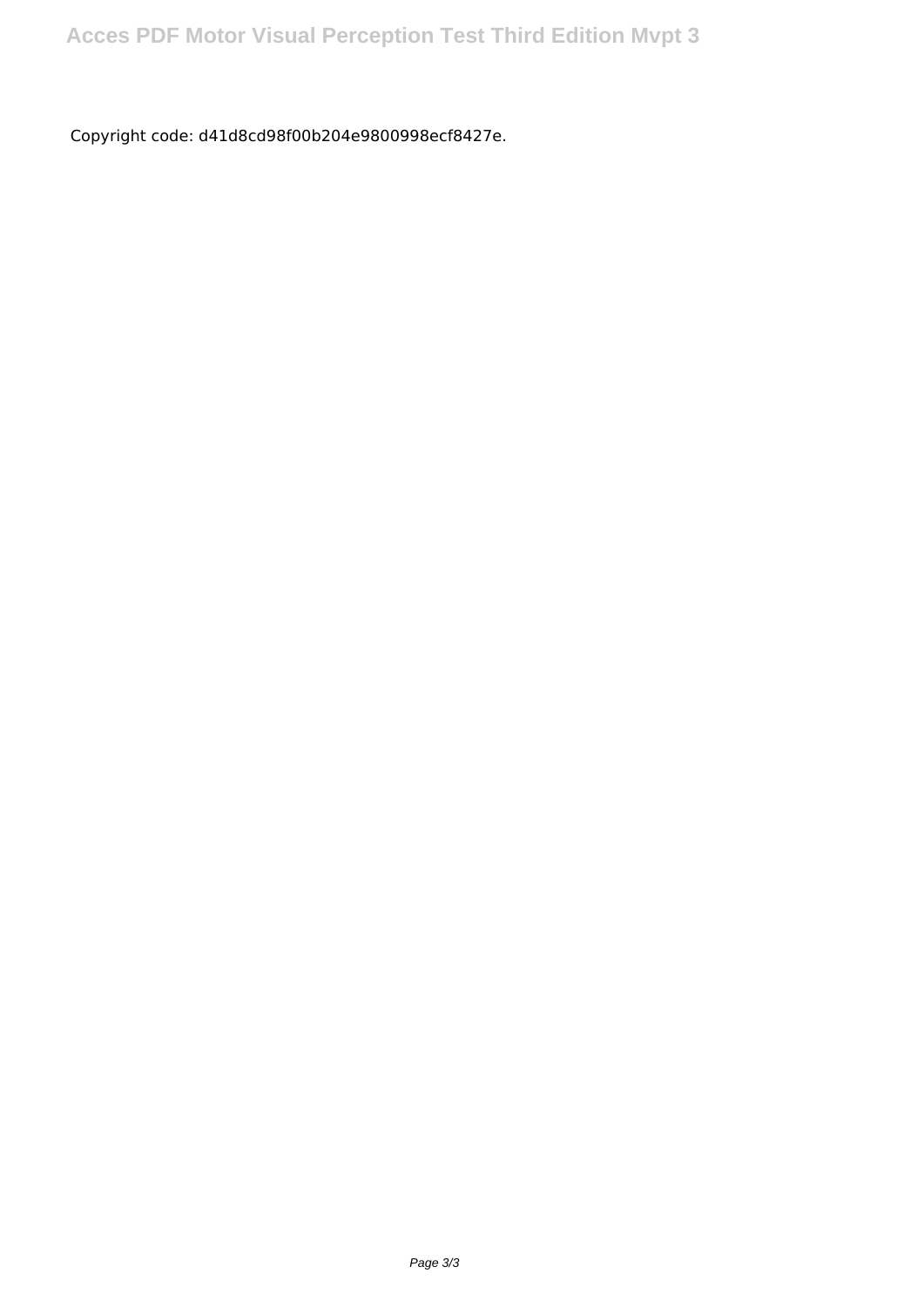Copyright code: d41d8cd98f00b204e9800998ecf8427e.